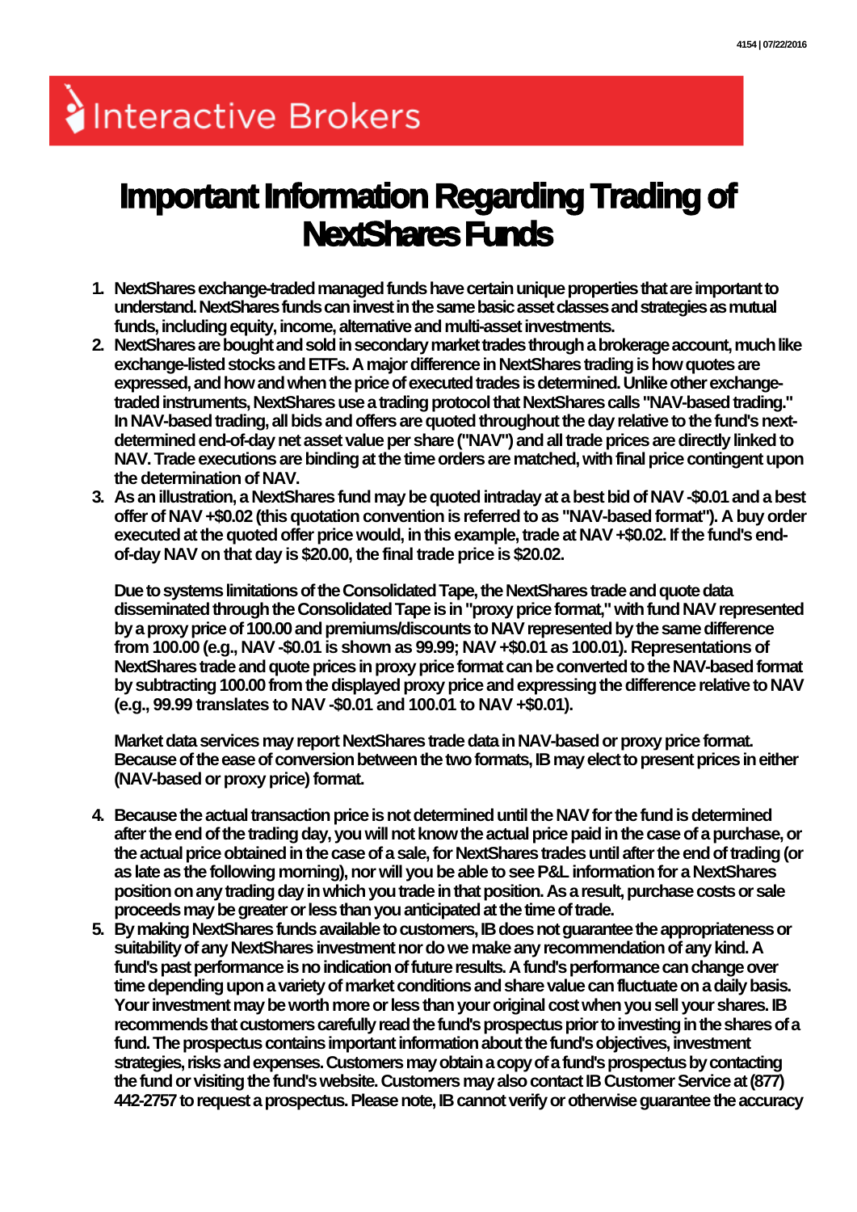Interactive Brokers

# Important Information Regarding Trading of NextShares Funds

1. **NextShares exchange-traded managed funds have certain unique properties that are important to understand. NextShares funds can invest in the same basic asset classes and strategies as mutual funds, including equity, income, alternative and multi-asset investments.**
2. **NextShares are bought and sold in secondary market trades through a brokerage account, much like exchange-listed stocks and ETFs. A major difference in NextShares trading is how quotes are expressed, and how and when the price of executed trades is determined. Unlike other exchange-traded instruments, NextShares use a trading protocol that NextShares calls "NAV-based trading." In NAV-based trading, all bids and offers are quoted throughout the day relative to the fund's next-determined end-of-day net asset value per share ("NAV") and all trade prices are directly linked to NAV. Trade executions are binding at the time orders are matched, with final price contingent upon the determination of NAV.**
3. **As an illustration, a NextShares fund may be quoted intraday at a best bid of NAV -$0.01 and a best offer of NAV +$0.02 (this quotation convention is referred to as "NAV-based format"). A buy order executed at the quoted offer price would, in this example, trade at NAV +$0.02. If the fund's end-of-day NAV on that day is $20.00, the final trade price is $20.02.**

   **Due to systems limitations of the Consolidated Tape, the NextShares trade and quote data disseminated through the Consolidated Tape is in "proxy price format," with fund NAV represented by a proxy price of 100.00 and premiums/discounts to NAV represented by the same difference from 100.00 (e.g., NAV -$0.01 is shown as 99.99; NAV +$0.01 as 100.01). Representations of NextShares trade and quote prices in proxy price format can be converted to the NAV-based format by subtracting 100.00 from the displayed proxy price and expressing the difference relative to NAV (e.g., 99.99 translates to NAV -$0.01 and 100.01 to NAV +$0.01).**

   **Market data services may report NextShares trade data in NAV-based or proxy price format. Because of the ease of conversion between the two formats, IB may elect to present prices in either (NAV-based or proxy price) format.**

4. **Because the actual transaction price is not determined until the NAV for the fund is determined after the end of the trading day, you will not know the actual price paid in the case of a purchase, or the actual price obtained in the case of a sale, for NextShares trades until after the end of trading (or as late as the following morning), nor will you be able to see P&L information for a NextShares position on any trading day in which you trade in that position. As a result, purchase costs or sale proceeds may be greater or less than you anticipated at the time of trade.**
5. **By making NextShares funds available to customers, IB does not guarantee the appropriateness or suitability of any NextShares investment nor do we make any recommendation of any kind. A fund's past performance is no indication of future results. A fund's performance can change over time depending upon a variety of market conditions and share value can fluctuate on a daily basis. Your investment may be worth more or less than your original cost when you sell your shares. IB recommends that customers carefully read the fund's prospectus prior to investing in the shares of a fund. The prospectus contains important information about the fund's objectives, investment strategies, risks and expenses. Customers may obtain a copy of a fund's prospectus by contacting the fund or visiting the fund's website. Customers may also contact IB Customer Service at (877) 442-2757 to request a prospectus. Please note, IB cannot verify or otherwise guarantee the accuracy**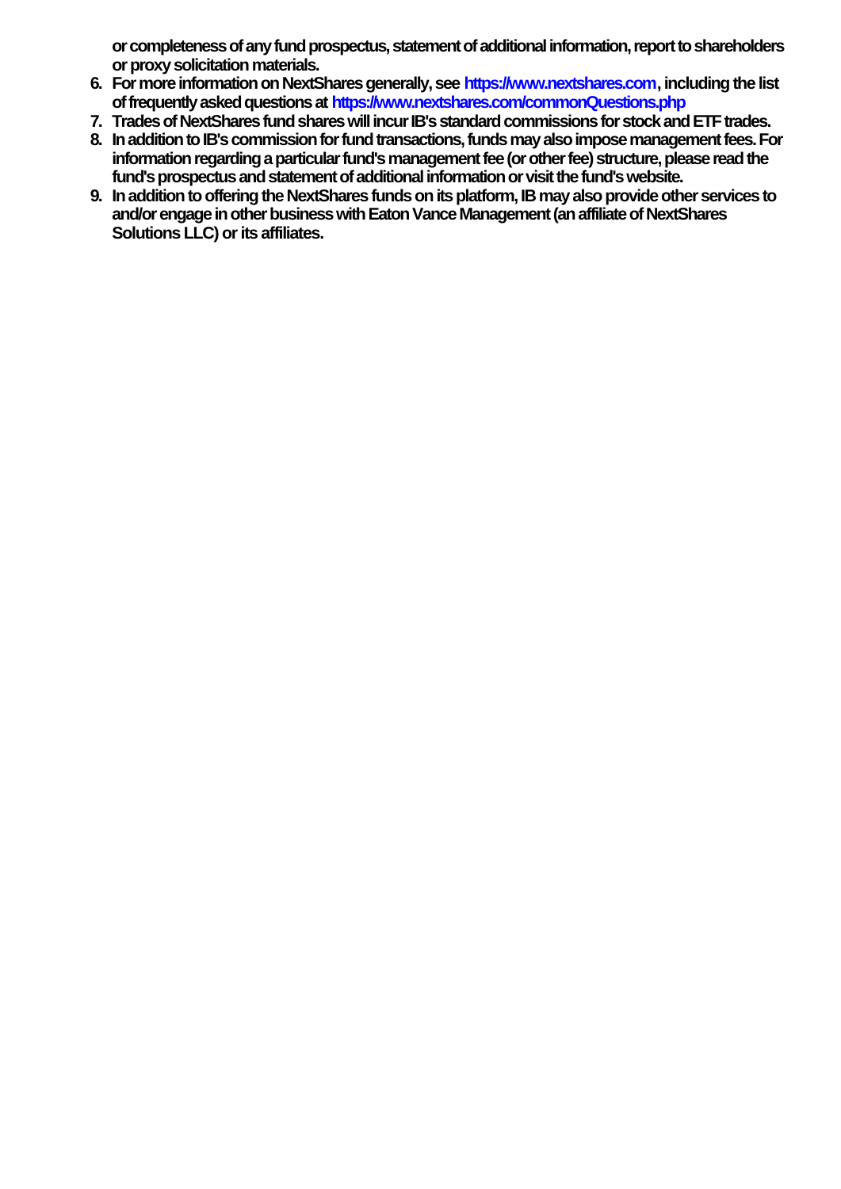**or completeness of any fund prospectus, statement of additional information, report to shareholders or proxy solicitation materials.**

6. **For more information on NextShares generally, see https://www.nextshares.com, including the list of frequently asked questions at https://www.nextshares.com/commonQuestions.php**
7. **Trades of NextShares fund shares will incur IB's standard commissions for stock and ETF trades.**
8. **In addition to IB's commission for fund transactions, funds may also impose management fees. For information regarding a particular fund's management fee (or other fee) structure, please read the fund's prospectus and statement of additional information or visit the fund's website.**
9. **In addition to offering the NextShares funds on its platform, IB may also provide other services to and/or engage in other business with Eaton Vance Management (an affiliate of NextShares Solutions LLC) or its affiliates.**